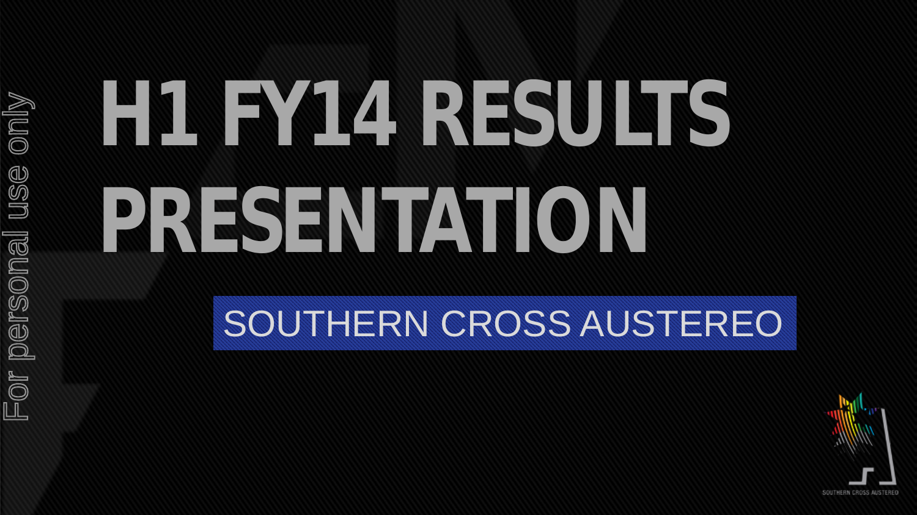For personal use only

# H1 FY14 RESULTS PRESENTATION

SOUTHERN CROSS AUSTEREO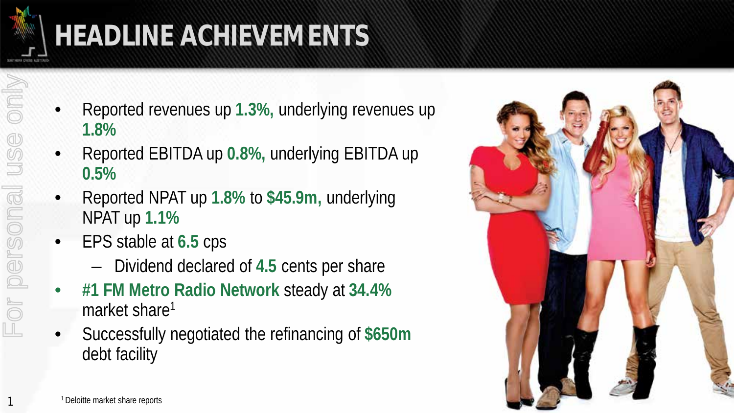# HEADLINE ACHIEVEMENTS

- Reported revenues up **1.3%,** underlying revenues up **1.8%**
- Reported EBITDA up **0.8%,** underlying EBITDA up **0.5%**
- Reported NPAT up **1.8%** to **$45.9m,** underlying NPAT up **1.1%**
- EPS stable at **6.5** cps
  - Dividend declared of **4.5** cents per share
- **#1 FM Metro Radio Network** steady at **34.4%** market share[1]
- Successfully negotiated the refinancing of **$650m** debt facility

[1] Deloitte market share reports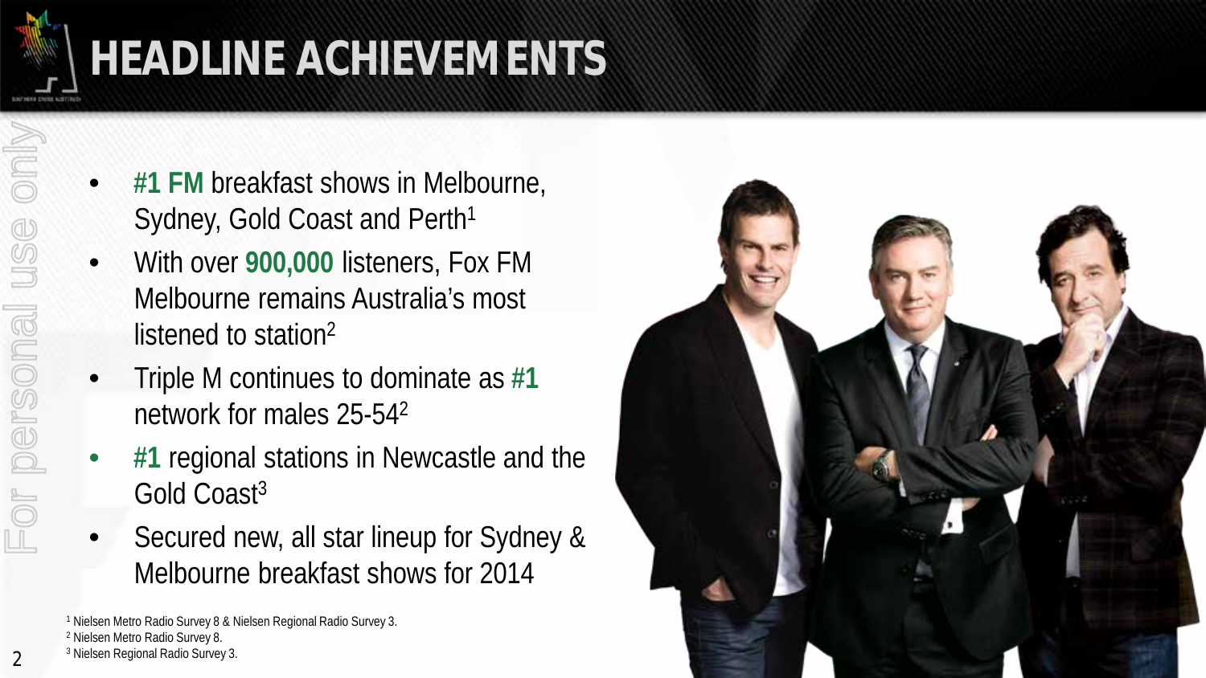# HEADLINE ACHIEVEMENTS

- **#1 FM** breakfast shows in Melbourne, Sydney, Gold Coast and Perth[1]
- With over **900,000** listeners, Fox FM Melbourne remains Australia's most listened to station[2]
- Triple M continues to dominate as **#1** network for males 25-54[2]
- **#1** regional stations in Newcastle and the Gold Coast[3]
- Secured new, all star lineup for Sydney & Melbourne breakfast shows for 2014

[1] Nielsen Metro Radio Survey 8 & Nielsen Regional Radio Survey 3.
[2] Nielsen Metro Radio Survey 8.
[3] Nielsen Regional Radio Survey 3.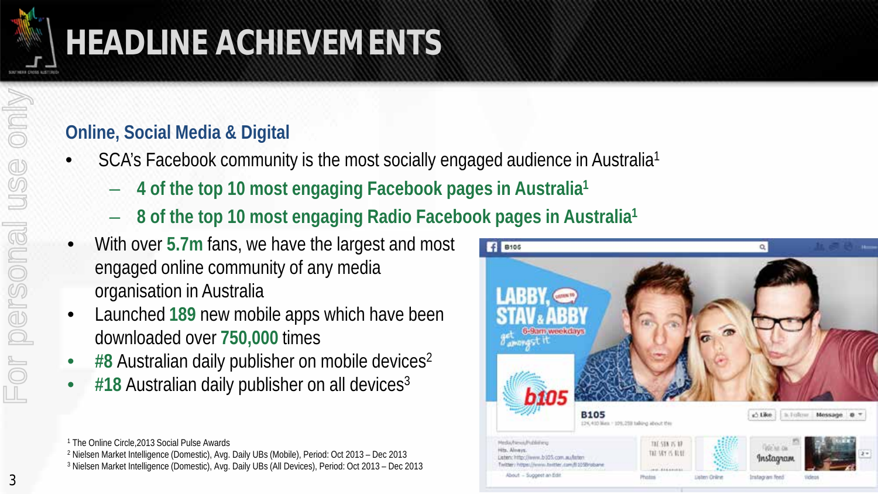# HEADLINE ACHIEVEMENTS

## Online, Social Media & Digital

- SCA's Facebook community is the most socially engaged audience in Australia[1]
  - **4 of the top 10 most engaging Facebook pages in Australia[1]**
  - **8 of the top 10 most engaging Radio Facebook pages in Australia[1]**
- With over **5.7m** fans, we have the largest and most engaged online community of any media organisation in Australia
- Launched **189** new mobile apps which have been downloaded over **750,000** times
- **#8** Australian daily publisher on mobile devices[2]
- **#18** Australian daily publisher on all devices[3]

[1] The Online Circle,2013 Social Pulse Awards
[2] Nielsen Market Intelligence (Domestic), Avg. Daily UBs (Mobile), Period: Oct 2013 – Dec 2013
[3] Nielsen Market Intelligence (Domestic), Avg. Daily UBs (All Devices), Period: Oct 2013 – Dec 2013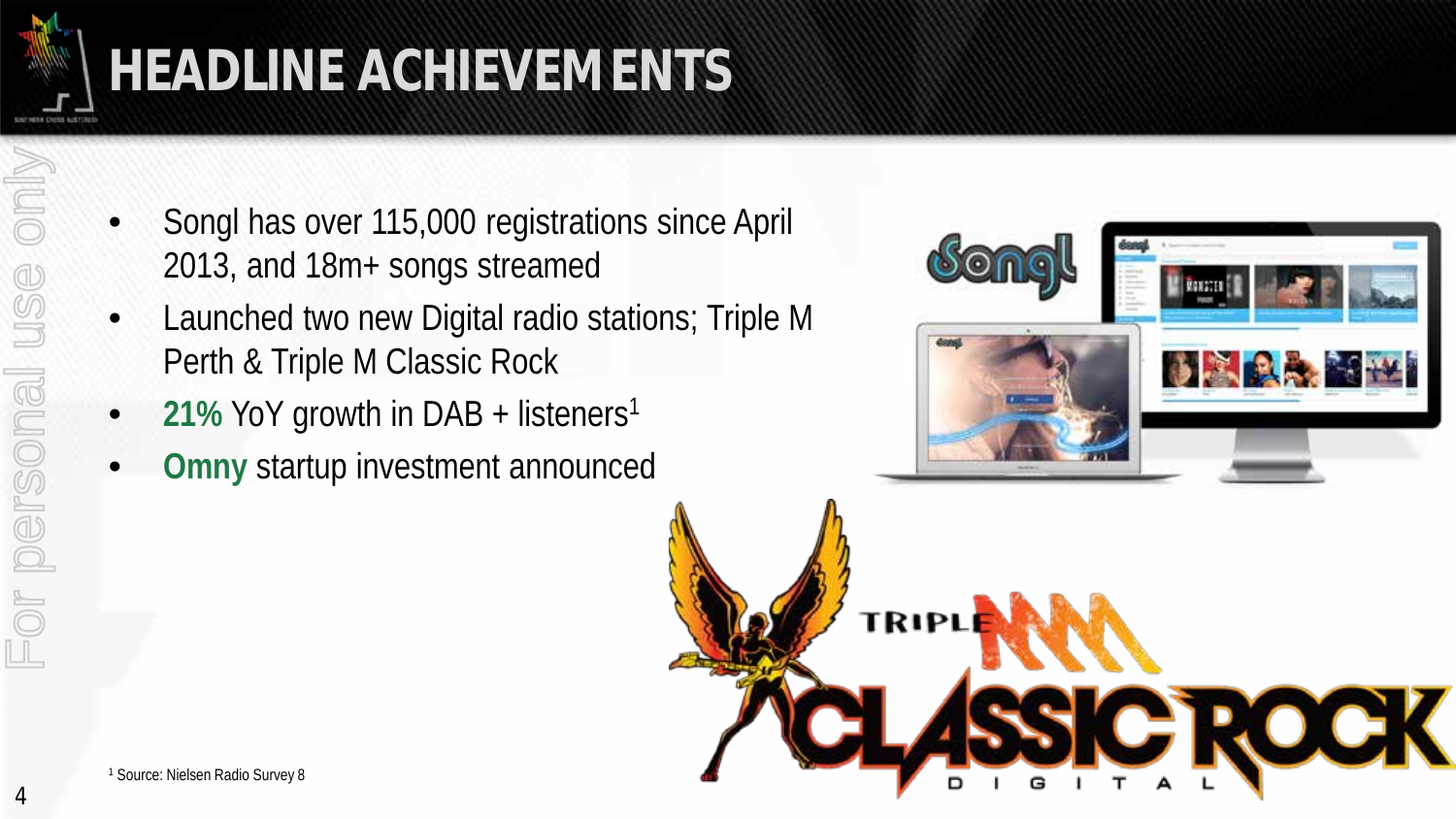# HEADLINE ACHIEVEMENTS

- Songl has over 115,000 registrations since April 2013, and 18m+ songs streamed
- Launched two new Digital radio stations; Triple M Perth & Triple M Classic Rock
- **21%** YoY growth in DAB + listeners[1]
- **Omny** startup investment announced

[1] Source: Nielsen Radio Survey 8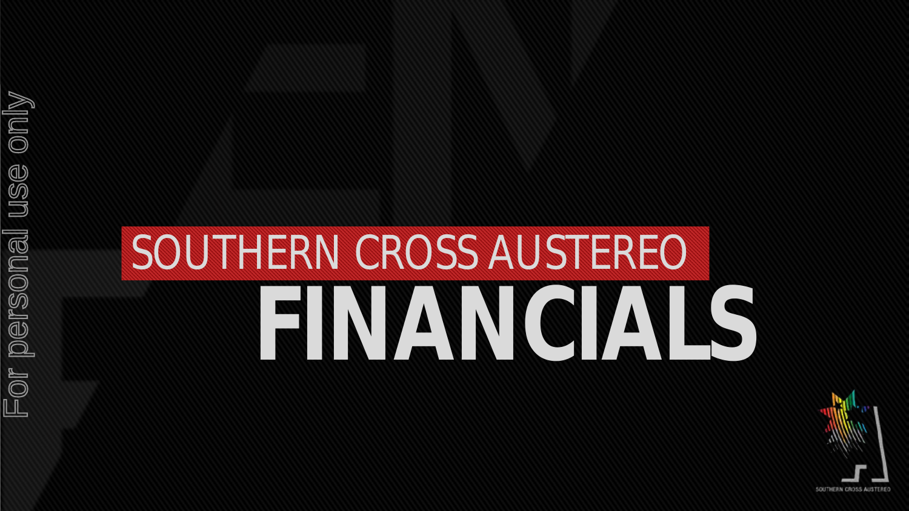# SOUTHERN CROSS AUSTEREO

# FINANCIALS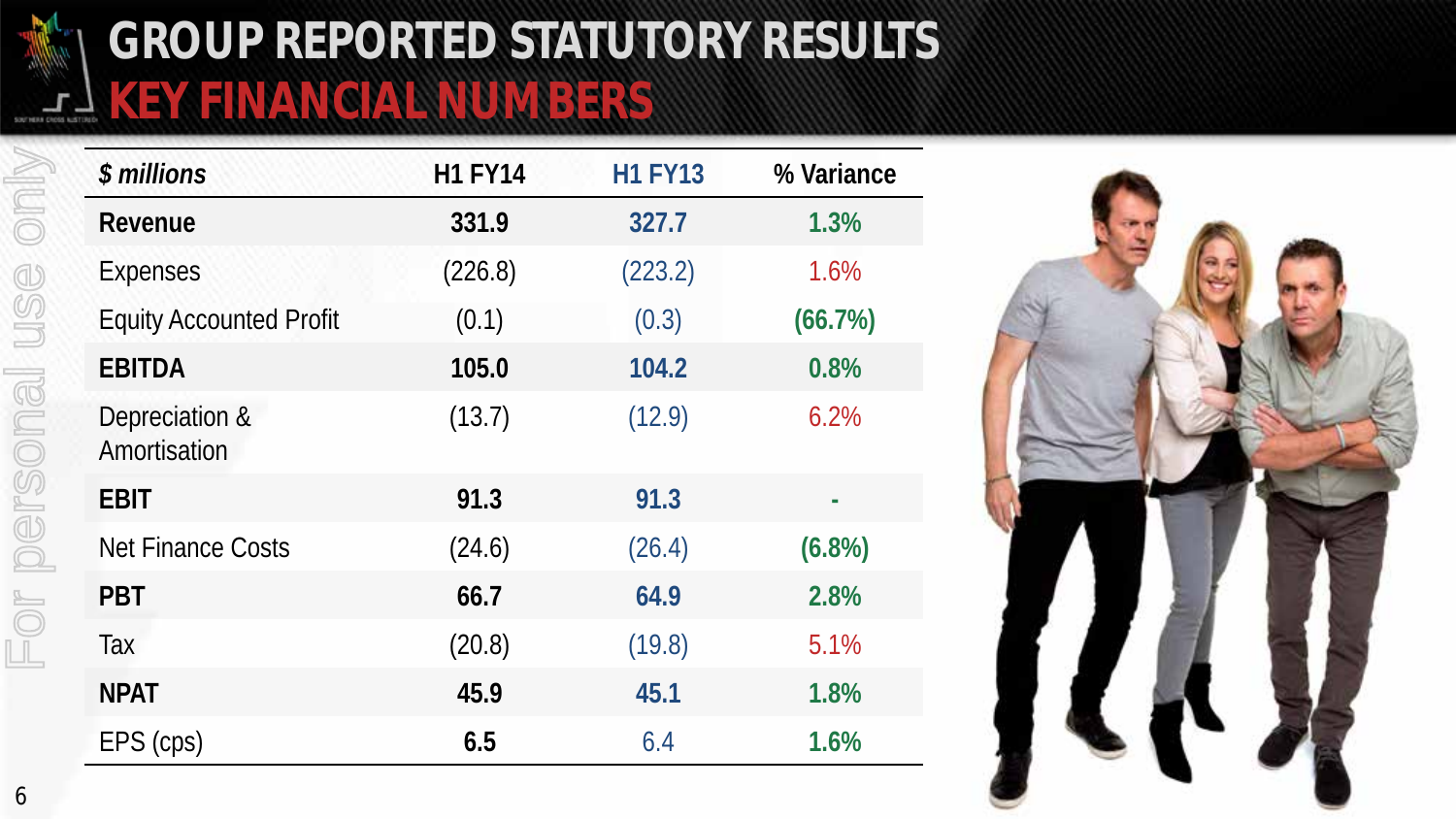# GROUP REPORTED STATUTORY RESULTS
## KEY FINANCIAL NUMBERS

| *$ millions* | H1 FY14 | H1 FY13 | % Variance |
|---|---|---|---|
| **Revenue** | **331.9** | **327.7** | **1.3%** |
| Expenses | (226.8) | (223.2) | 1.6% |
| Equity Accounted Profit | (0.1) | (0.3) | **(66.7%)** |
| **EBITDA** | **105.0** | **104.2** | **0.8%** |
| Depreciation & Amortisation | (13.7) | (12.9) | 6.2% |
| **EBIT** | **91.3** | **91.3** | **-** |
| Net Finance Costs | (24.6) | (26.4) | **(6.8%)** |
| **PBT** | **66.7** | **64.9** | **2.8%** |
| Tax | (20.8) | (19.8) | 5.1% |
| **NPAT** | **45.9** | **45.1** | **1.8%** |
| EPS (cps) | **6.5** | 6.4 | **1.6%** |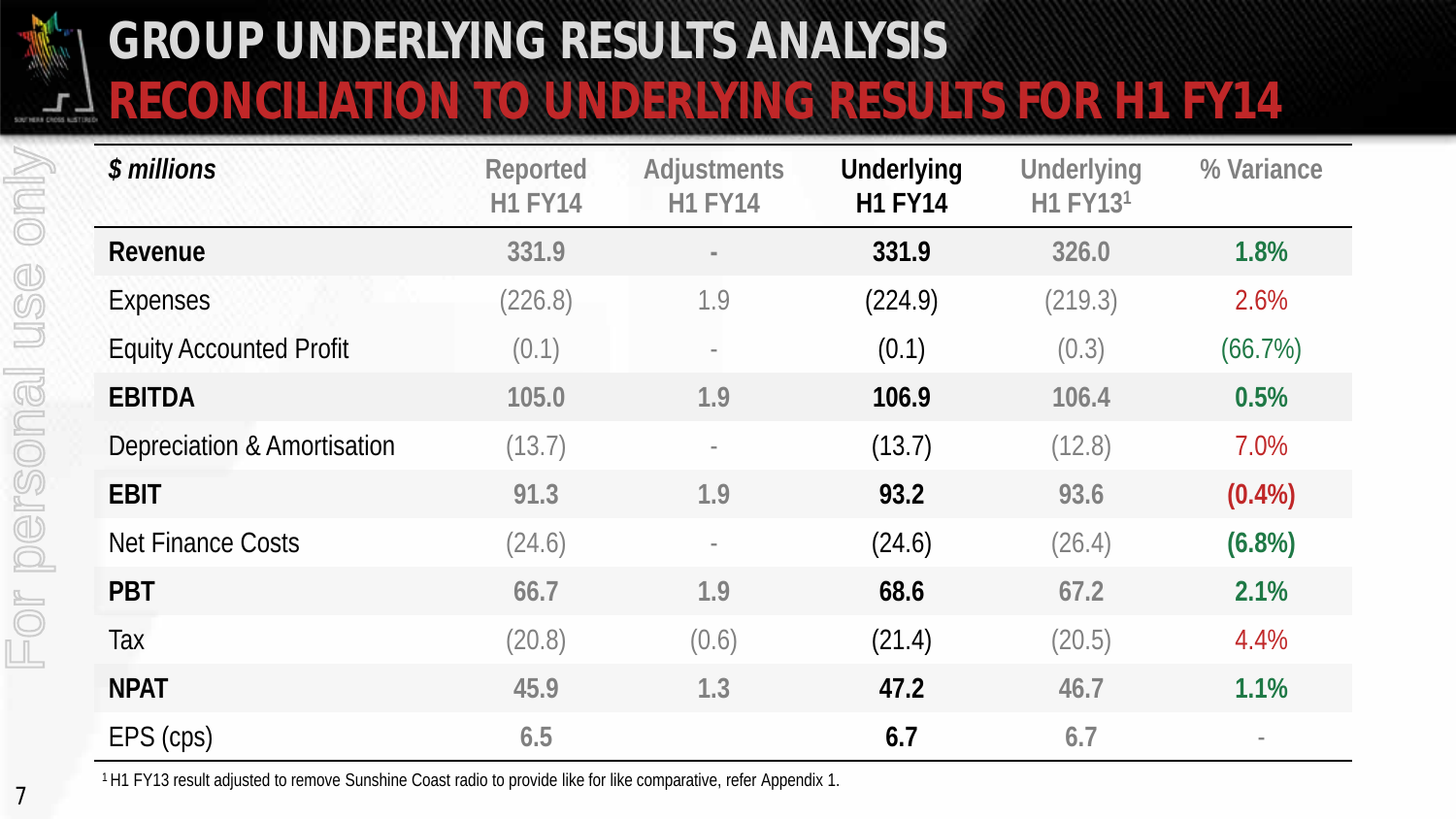# GROUP UNDERLYING RESULTS ANALYSIS

## RECONCILIATION TO UNDERLYING RESULTS FOR H1 FY14

| *$ millions* | Reported H1 FY14 | Adjustments H1 FY14 | Underlying H1 FY14 | Underlying H1 FY13[1] | % Variance |
|---|---|---|---|---|---|
| **Revenue** | 331.9 | - | **331.9** | 326.0 | 1.8% |
| Expenses | (226.8) | 1.9 | (224.9) | (219.3) | 2.6% |
| Equity Accounted Profit | (0.1) | - | (0.1) | (0.3) | (66.7%) |
| **EBITDA** | 105.0 | 1.9 | **106.9** | 106.4 | 0.5% |
| Depreciation & Amortisation | (13.7) | - | (13.7) | (12.8) | 7.0% |
| **EBIT** | 91.3 | 1.9 | **93.2** | 93.6 | (0.4%) |
| Net Finance Costs | (24.6) | - | (24.6) | (26.4) | (6.8%) |
| **PBT** | 66.7 | 1.9 | **68.6** | 67.2 | 2.1% |
| Tax | (20.8) | (0.6) | (21.4) | (20.5) | 4.4% |
| **NPAT** | 45.9 | 1.3 | **47.2** | 46.7 | 1.1% |
| EPS (cps) | 6.5 | | **6.7** | 6.7 | - |

[1] H1 FY13 result adjusted to remove Sunshine Coast radio to provide like for like comparative, refer Appendix 1.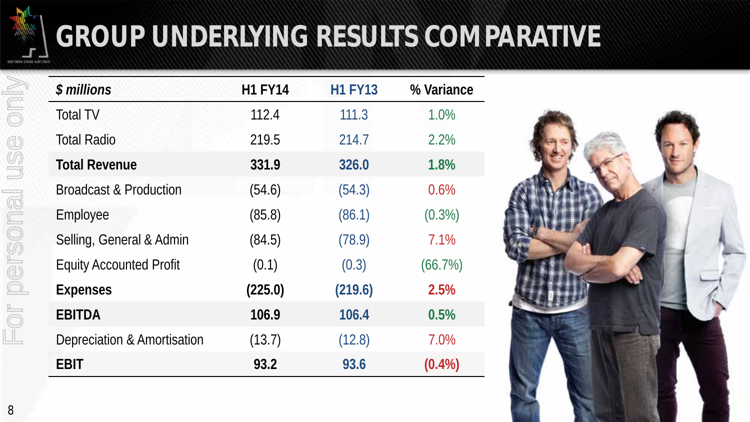# GROUP UNDERLYING RESULTS COMPARATIVE

| *$ millions* | H1 FY14 | H1 FY13 | % Variance |
|---|---|---|---|
| Total TV | 112.4 | 111.3 | 1.0% |
| Total Radio | 219.5 | 214.7 | 2.2% |
| **Total Revenue** | **331.9** | **326.0** | **1.8%** |
| Broadcast & Production | (54.6) | (54.3) | 0.6% |
| Employee | (85.8) | (86.1) | (0.3%) |
| Selling, General & Admin | (84.5) | (78.9) | 7.1% |
| Equity Accounted Profit | (0.1) | (0.3) | (66.7%) |
| **Expenses** | **(225.0)** | **(219.6)** | **2.5%** |
| **EBITDA** | **106.9** | **106.4** | **0.5%** |
| Depreciation & Amortisation | (13.7) | (12.8) | 7.0% |
| **EBIT** | **93.2** | **93.6** | **(0.4%)** |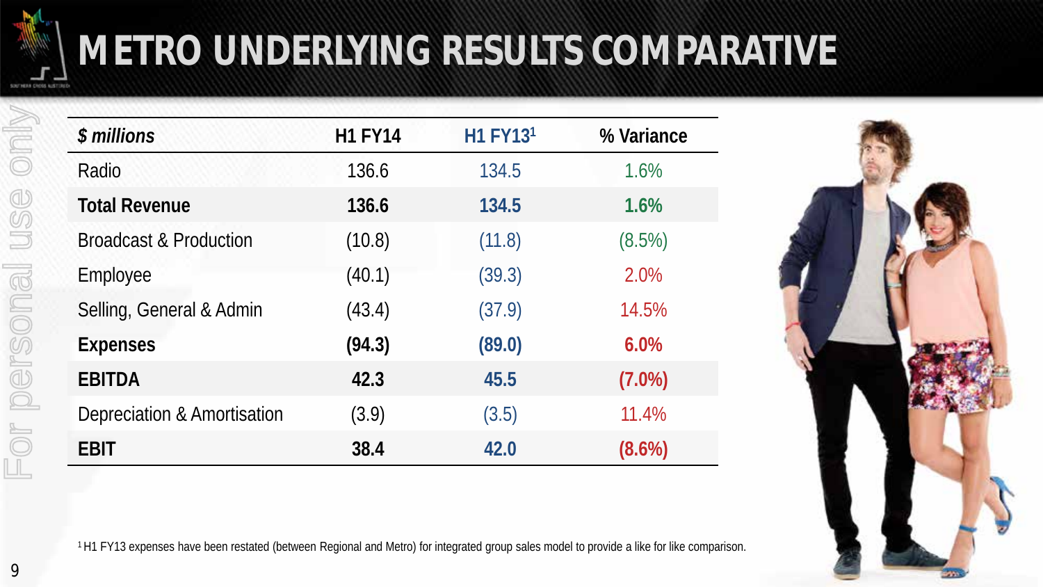# METRO UNDERLYING RESULTS COMPARATIVE

| *$ millions* | H1 FY14 | H1 FY13[1] | % Variance |
|---|---|---|---|
| Radio | 136.6 | 134.5 | 1.6% |
| **Total Revenue** | **136.6** | **134.5** | **1.6%** |
| Broadcast & Production | (10.8) | (11.8) | (8.5%) |
| Employee | (40.1) | (39.3) | 2.0% |
| Selling, General & Admin | (43.4) | (37.9) | 14.5% |
| **Expenses** | **(94.3)** | **(89.0)** | **6.0%** |
| **EBITDA** | **42.3** | **45.5** | **(7.0%)** |
| Depreciation & Amortisation | (3.9) | (3.5) | 11.4% |
| **EBIT** | **38.4** | **42.0** | **(8.6%)** |

[1] H1 FY13 expenses have been restated (between Regional and Metro) for integrated group sales model to provide a like for like comparison.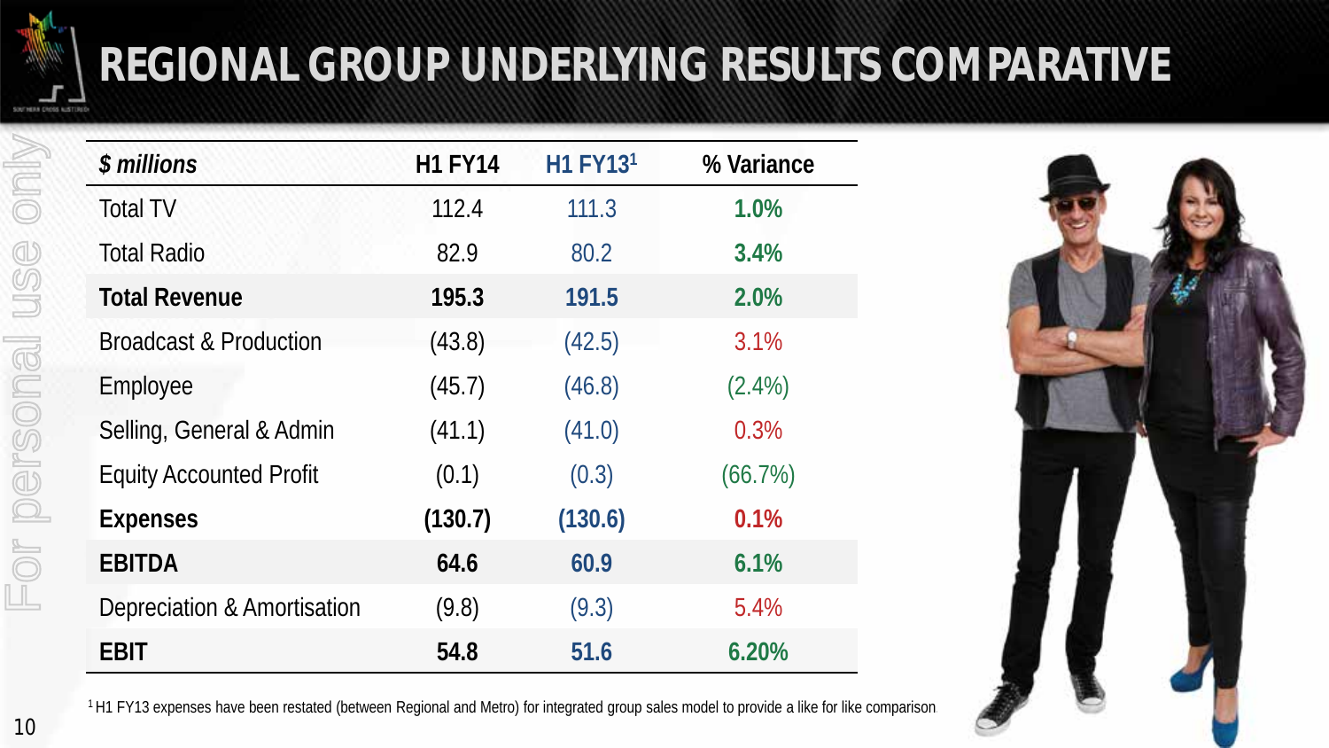# REGIONAL GROUP UNDERLYING RESULTS COMPARATIVE

| *$ millions* | H1 FY14 | H1 FY13[1] | % Variance |
|---|---|---|---|
| Total TV | 112.4 | 111.3 | 1.0% |
| Total Radio | 82.9 | 80.2 | 3.4% |
| **Total Revenue** | **195.3** | **191.5** | **2.0%** |
| Broadcast & Production | (43.8) | (42.5) | 3.1% |
| Employee | (45.7) | (46.8) | (2.4%) |
| Selling, General & Admin | (41.1) | (41.0) | 0.3% |
| Equity Accounted Profit | (0.1) | (0.3) | (66.7%) |
| **Expenses** | **(130.7)** | **(130.6)** | **0.1%** |
| **EBITDA** | **64.6** | **60.9** | **6.1%** |
| Depreciation & Amortisation | (9.8) | (9.3) | 5.4% |
| **EBIT** | **54.8** | **51.6** | **6.20%** |

[1] H1 FY13 expenses have been restated (between Regional and Metro) for integrated group sales model to provide a like for like comparison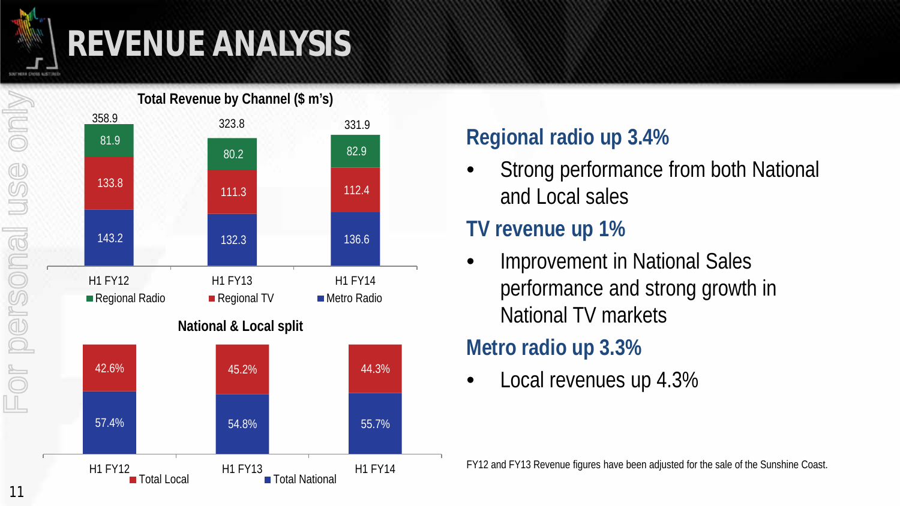# REVENUE ANALYSIS

**Total Revenue by Channel ($ m's)**

| | H1 FY12 | H1 FY13 | H1 FY14 |
|---|---|---|---|
| Regional Radio | 81.9 | 80.2 | 82.9 |
| Regional TV | 133.8 | 111.3 | 112.4 |
| Metro Radio | 143.2 | 132.3 | 136.6 |
| Total | 358.9 | 323.8 | 331.9 |

**National & Local split**

| | H1 FY12 | H1 FY13 | H1 FY14 |
|---|---|---|---|
| Total Local | 42.6% | 45.2% | 44.3% |
| Total National | 57.4% | 54.8% | 55.7% |

## Regional radio up 3.4%

- Strong performance from both National and Local sales

## TV revenue up 1%

- Improvement in National Sales performance and strong growth in National TV markets

## Metro radio up 3.3%

- Local revenues up 4.3%

FY12 and FY13 Revenue figures have been adjusted for the sale of the Sunshine Coast.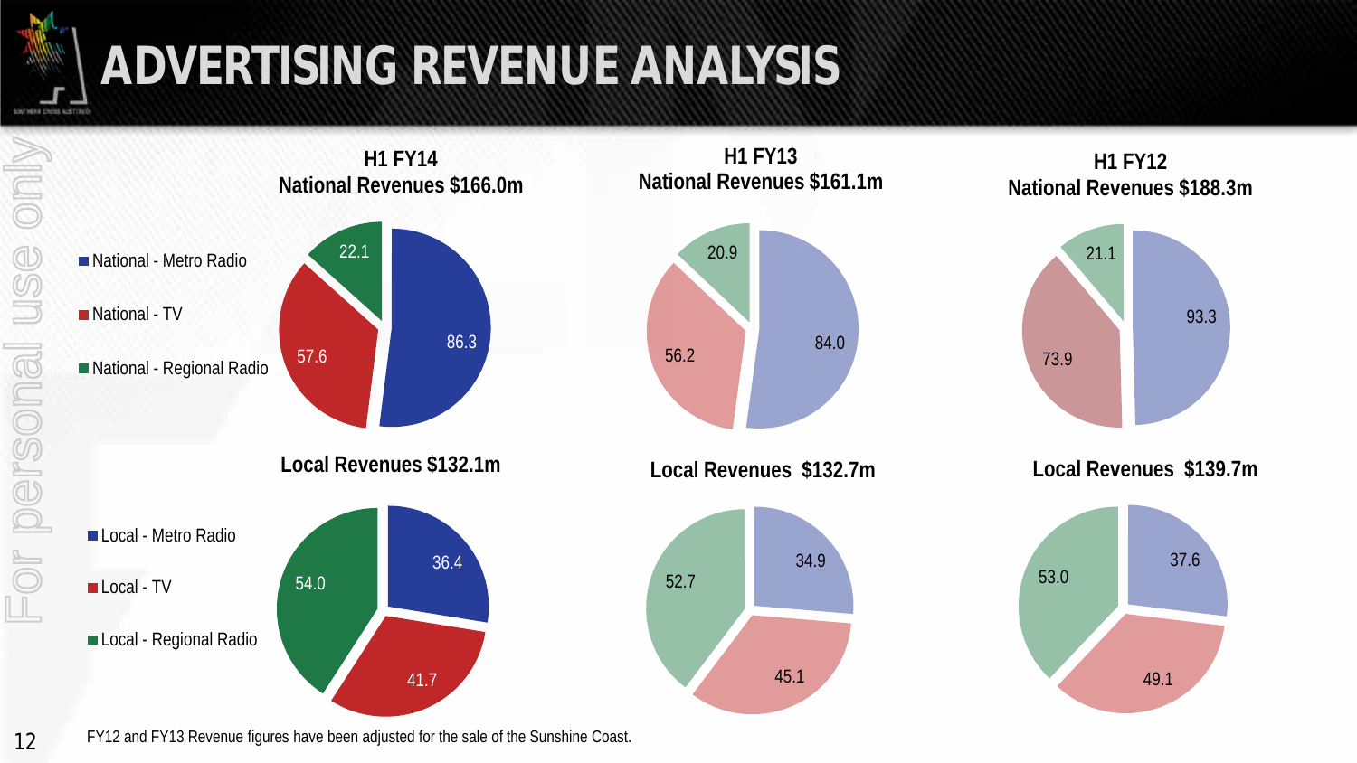# ADVERTISING REVENUE ANALYSIS

| | H1 FY14 | H1 FY13 | H1 FY12 |
|---|---|---|---|
| **National Revenues** | **$166.0m** | **$161.1m** | **$188.3m** |
| National - Metro Radio | 86.3 | 84.0 | 93.3 |
| National - TV | 57.6 | 56.2 | 73.9 |
| National - Regional Radio | 22.1 | 20.9 | 21.1 |
| **Local Revenues** | **$132.1m** | **$132.7m** | **$139.7m** |
| Local - Metro Radio | 36.4 | 34.9 | 37.6 |
| Local - TV | 41.7 | 45.1 | 49.1 |
| Local - Regional Radio | 54.0 | 52.7 | 53.0 |

FY12 and FY13 Revenue figures have been adjusted for the sale of the Sunshine Coast.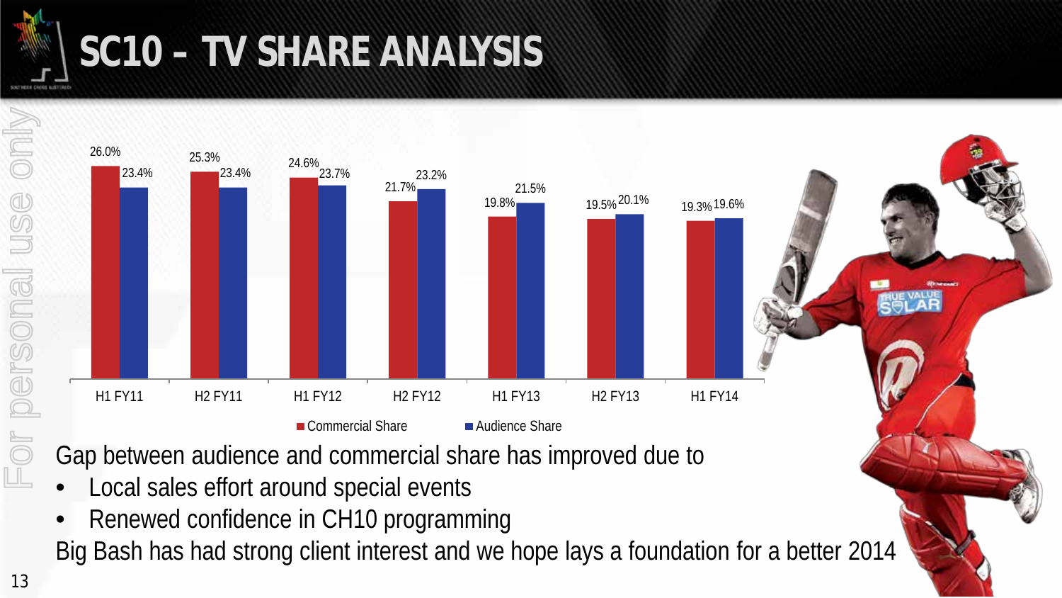# SC10 – TV SHARE ANALYSIS

| | H1 FY11 | H2 FY11 | H1 FY12 | H2 FY12 | H1 FY13 | H2 FY13 | H1 FY14 |
|---|---|---|---|---|---|---|---|
| Commercial Share | 26.0% | 25.3% | 24.6% | 21.7% | 19.8% | 19.5% | 19.3% |
| Audience Share | 23.4% | 23.4% | 23.7% | 23.2% | 21.5% | 20.1% | 19.6% |

Gap between audience and commercial share has improved due to

- Local sales effort around special events
- Renewed confidence in CH10 programming

Big Bash has had strong client interest and we hope lays a foundation for a better 2014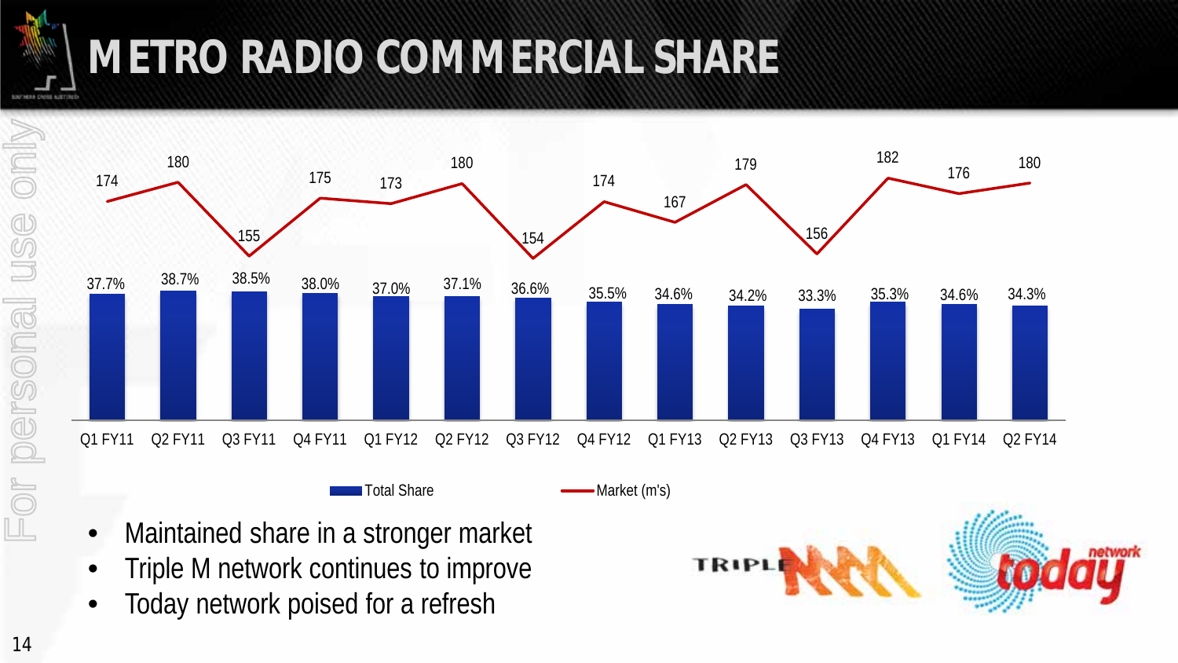# METRO RADIO COMMERCIAL SHARE

| | Q1 FY11 | Q2 FY11 | Q3 FY11 | Q4 FY11 | Q1 FY12 | Q2 FY12 | Q3 FY12 | Q4 FY12 | Q1 FY13 | Q2 FY13 | Q3 FY13 | Q4 FY13 | Q1 FY14 | Q2 FY14 |
|---|---|---|---|---|---|---|---|---|---|---|---|---|---|---|
| Total Share | 37.7% | 38.7% | 38.5% | 38.0% | 37.0% | 37.1% | 36.6% | 35.5% | 34.6% | 34.2% | 33.3% | 35.3% | 34.6% | 34.3% |
| Market (m's) | 174 | 180 | 155 | 175 | 173 | 180 | 154 | 174 | 167 | 179 | 156 | 182 | 176 | 180 |

- Maintained share in a stronger market
- Triple M network continues to improve
- Today network poised for a refresh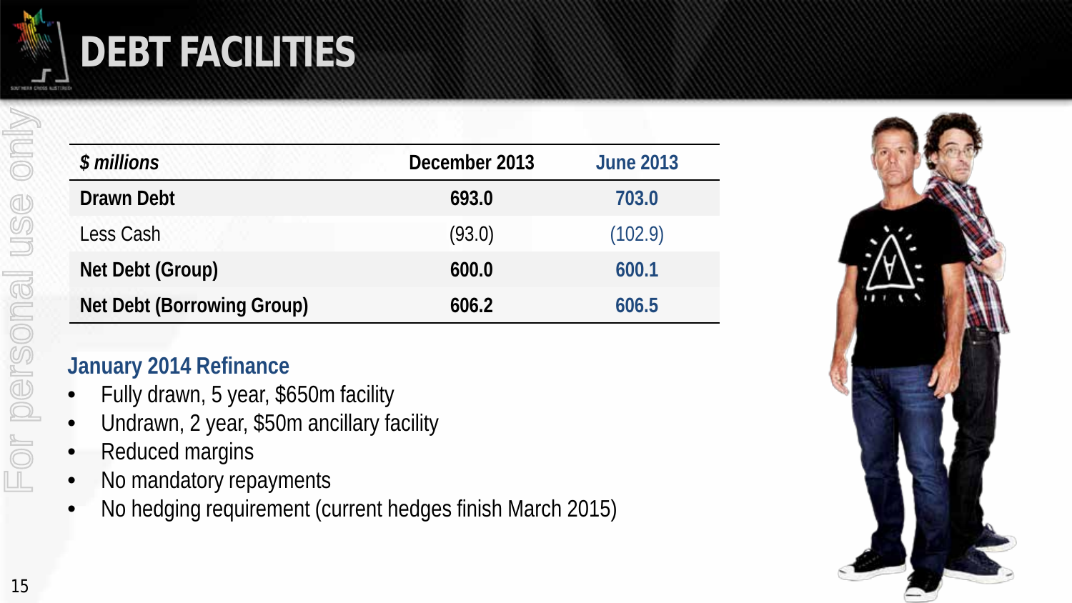# DEBT FACILITIES

| *$ millions* | December 2013 | June 2013 |
|---|---|---|
| **Drawn Debt** | **693.0** | **703.0** |
| Less Cash | (93.0) | (102.9) |
| **Net Debt (Group)** | **600.0** | **600.1** |
| **Net Debt (Borrowing Group)** | **606.2** | **606.5** |

## January 2014 Refinance

- Fully drawn, 5 year, $650m facility
- Undrawn, 2 year, $50m ancillary facility
- Reduced margins
- No mandatory repayments
- No hedging requirement (current hedges finish March 2015)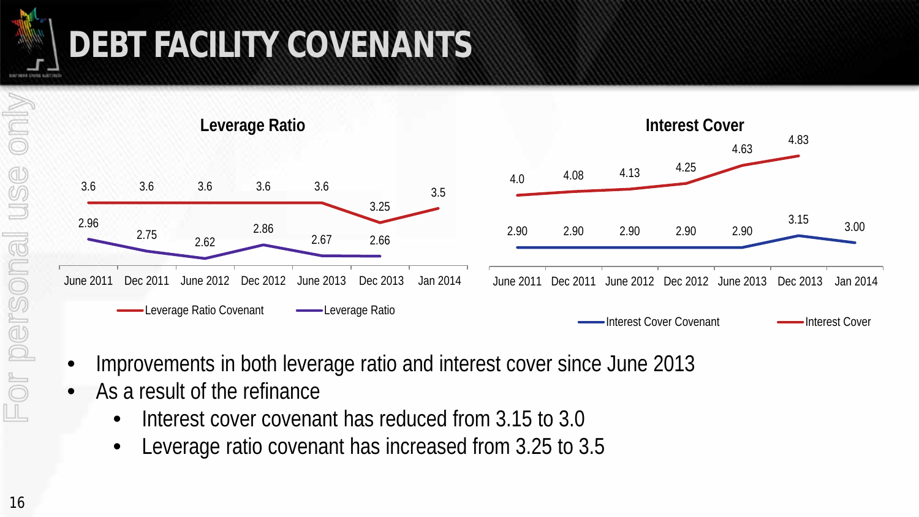# DEBT FACILITY COVENANTS

**Leverage Ratio**

| | June 2011 | Dec 2011 | June 2012 | Dec 2012 | June 2013 | Dec 2013 | Jan 2014 |
|---|---|---|---|---|---|---|---|
| Leverage Ratio Covenant | 3.6 | 3.6 | 3.6 | 3.6 | 3.6 | 3.25 | 3.5 |
| Leverage Ratio | 2.96 | 2.75 | 2.62 | 2.86 | 2.67 | 2.66 | |

**Interest Cover**

| | June 2011 | Dec 2011 | June 2012 | Dec 2012 | June 2013 | Dec 2013 | Jan 2014 |
|---|---|---|---|---|---|---|---|
| Interest Cover Covenant | 2.90 | 2.90 | 2.90 | 2.90 | 2.90 | 3.15 | 3.00 |
| Interest Cover | 4.0 | 4.08 | 4.13 | 4.25 | 4.63 | 4.83 | |

- Improvements in both leverage ratio and interest cover since June 2013
- As a result of the refinance
  - Interest cover covenant has reduced from 3.15 to 3.0
  - Leverage ratio covenant has increased from 3.25 to 3.5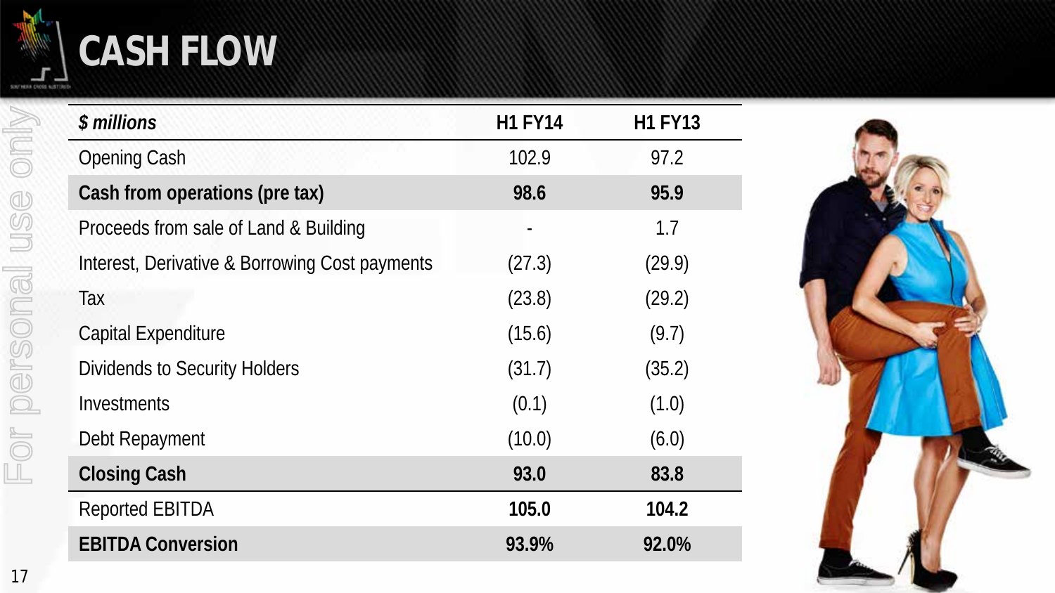# CASH FLOW

| *$ millions* | H1 FY14 | H1 FY13 |
|---|---|---|
| Opening Cash | 102.9 | 97.2 |
| **Cash from operations (pre tax)** | **98.6** | **95.9** |
| Proceeds from sale of Land & Building | - | 1.7 |
| Interest, Derivative & Borrowing Cost payments | (27.3) | (29.9) |
| Tax | (23.8) | (29.2) |
| Capital Expenditure | (15.6) | (9.7) |
| Dividends to Security Holders | (31.7) | (35.2) |
| Investments | (0.1) | (1.0) |
| Debt Repayment | (10.0) | (6.0) |
| **Closing Cash** | **93.0** | **83.8** |
| Reported EBITDA | **105.0** | **104.2** |
| **EBITDA Conversion** | **93.9%** | **92.0%** |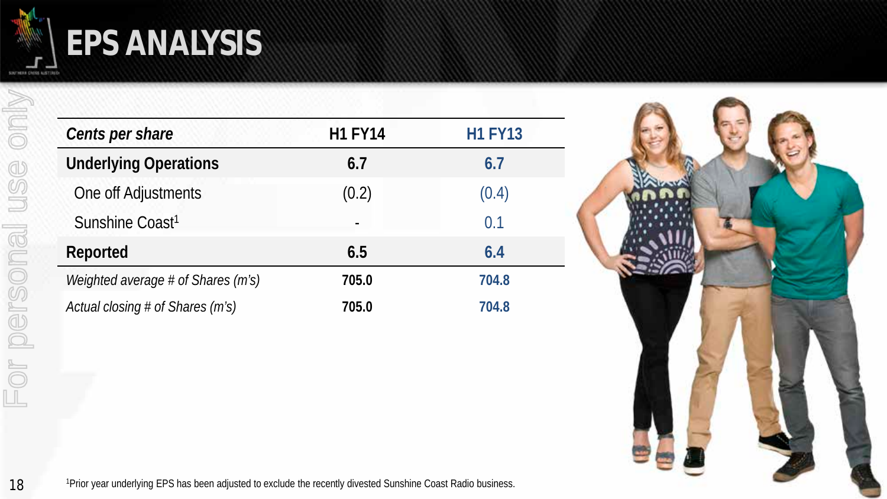# EPS ANALYSIS

| *Cents per share* | H1 FY14 | H1 FY13 |
|---|---|---|
| **Underlying Operations** | **6.7** | **6.7** |
| One off Adjustments | (0.2) | (0.4) |
| Sunshine Coast[1] | - | 0.1 |
| **Reported** | **6.5** | **6.4** |
| *Weighted average # of Shares (m's)* | **705.0** | **704.8** |
| *Actual closing # of Shares (m's)* | **705.0** | **704.8** |

[1]Prior year underlying EPS has been adjusted to exclude the recently divested Sunshine Coast Radio business.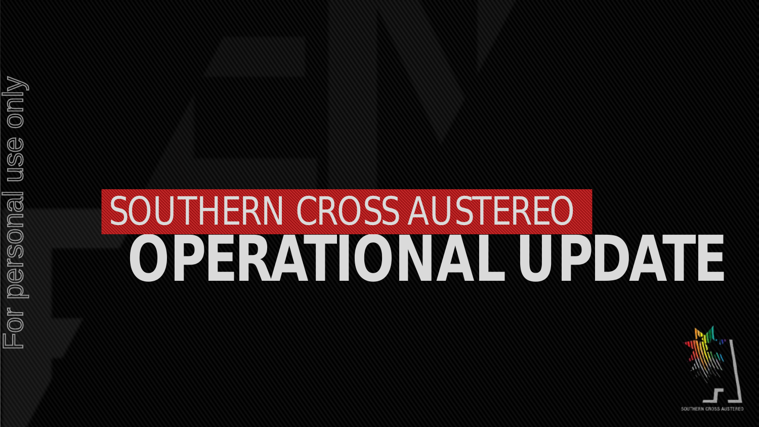# SOUTHERN CROSS AUSTEREO

# OPERATIONAL UPDATE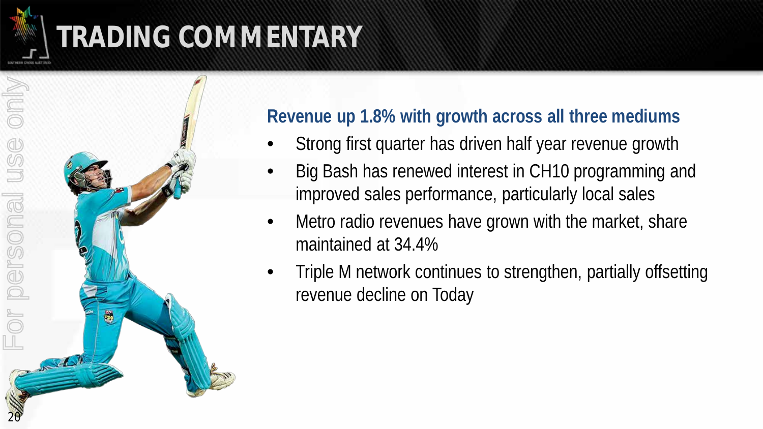# TRADING COMMENTARY

**Revenue up 1.8% with growth across all three mediums**

- Strong first quarter has driven half year revenue growth
- Big Bash has renewed interest in CH10 programming and improved sales performance, particularly local sales
- Metro radio revenues have grown with the market, share maintained at 34.4%
- Triple M network continues to strengthen, partially offsetting revenue decline on Today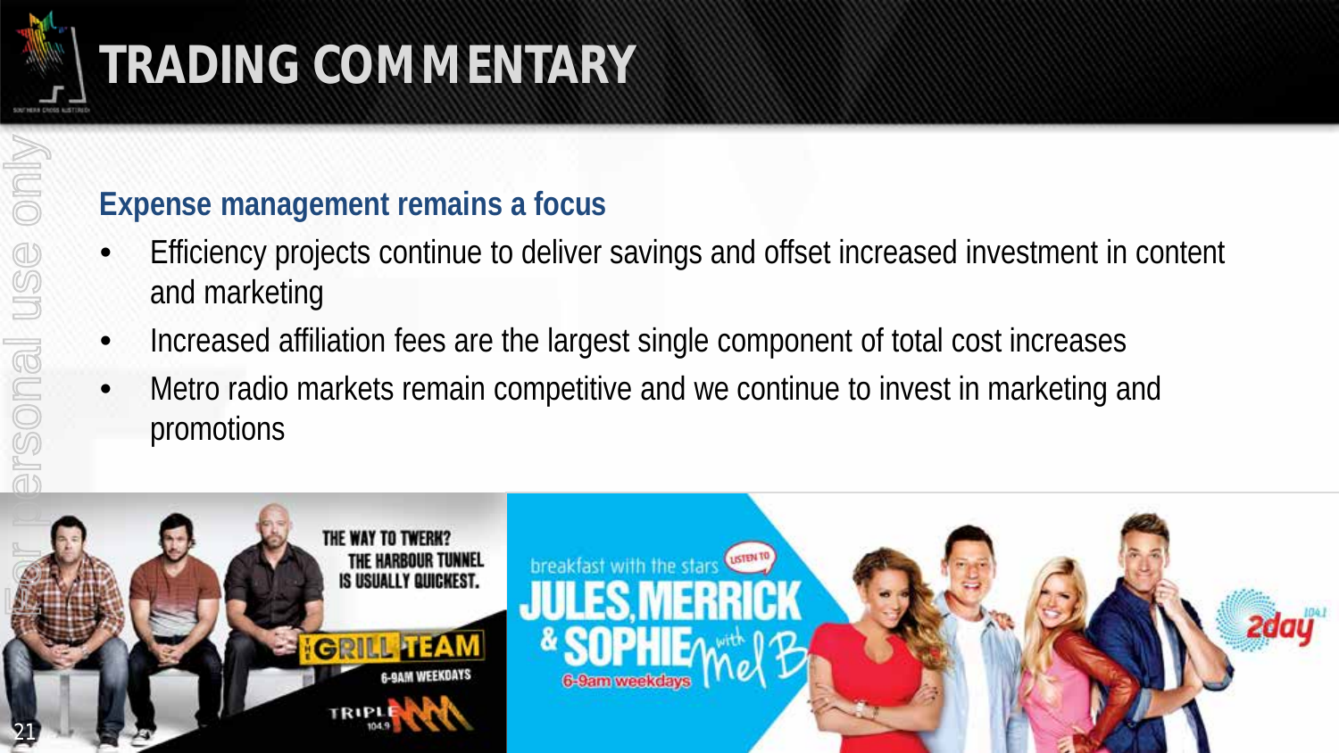# TRADING COMMENTARY

## Expense management remains a focus

- Efficiency projects continue to deliver savings and offset increased investment in content and marketing
- Increased affiliation fees are the largest single component of total cost increases
- Metro radio markets remain competitive and we continue to invest in marketing and promotions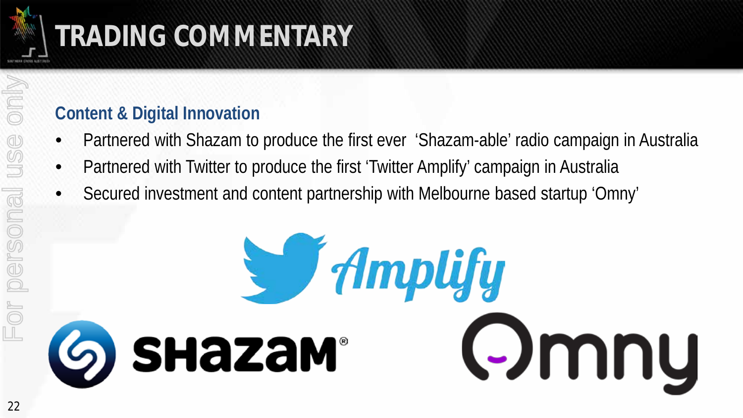# TRADING COMMENTARY

## Content & Digital Innovation

- Partnered with Shazam to produce the first ever 'Shazam-able' radio campaign in Australia
- Partnered with Twitter to produce the first 'Twitter Amplify' campaign in Australia
- Secured investment and content partnership with Melbourne based startup 'Omny'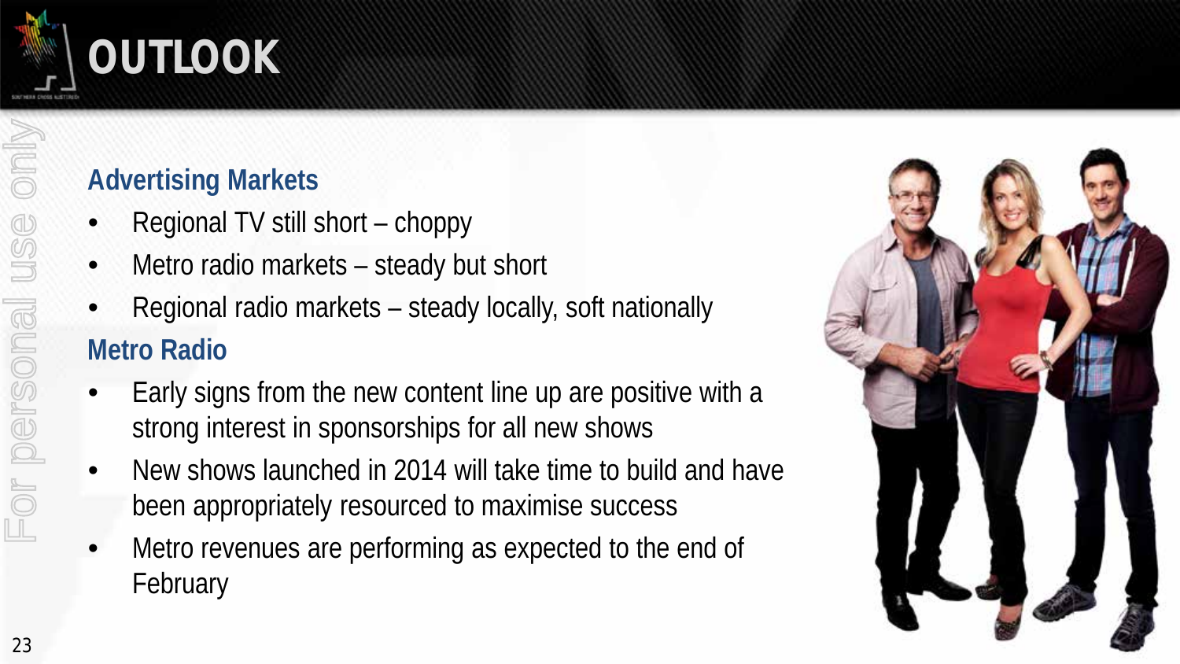# OUTLOOK

## Advertising Markets

- Regional TV still short – choppy
- Metro radio markets – steady but short
- Regional radio markets – steady locally, soft nationally

## Metro Radio

- Early signs from the new content line up are positive with a strong interest in sponsorships for all new shows
- New shows launched in 2014 will take time to build and have been appropriately resourced to maximise success
- Metro revenues are performing as expected to the end of February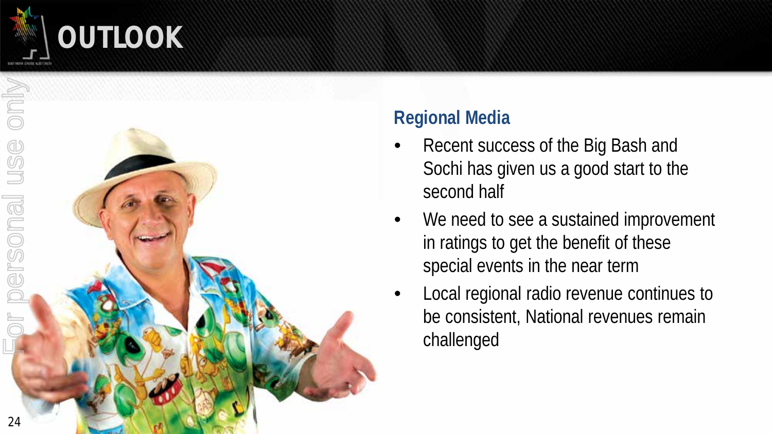# OUTLOOK

## Regional Media

- Recent success of the Big Bash and Sochi has given us a good start to the second half
- We need to see a sustained improvement in ratings to get the benefit of these special events in the near term
- Local regional radio revenue continues to be consistent, National revenues remain challenged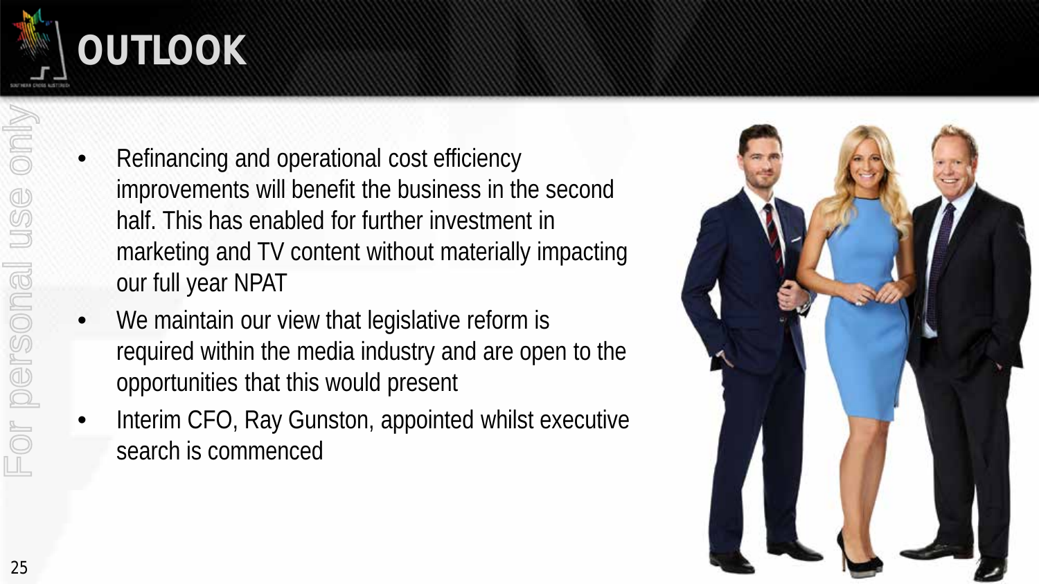# OUTLOOK

- Refinancing and operational cost efficiency improvements will benefit the business in the second half. This has enabled for further investment in marketing and TV content without materially impacting our full year NPAT
- We maintain our view that legislative reform is required within the media industry and are open to the opportunities that this would present
- Interim CFO, Ray Gunston, appointed whilst executive search is commenced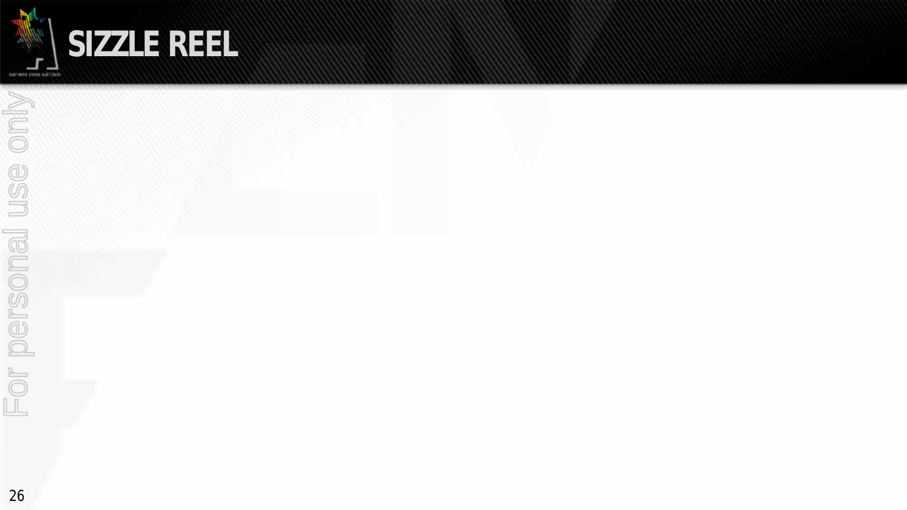# SIZZLE REEL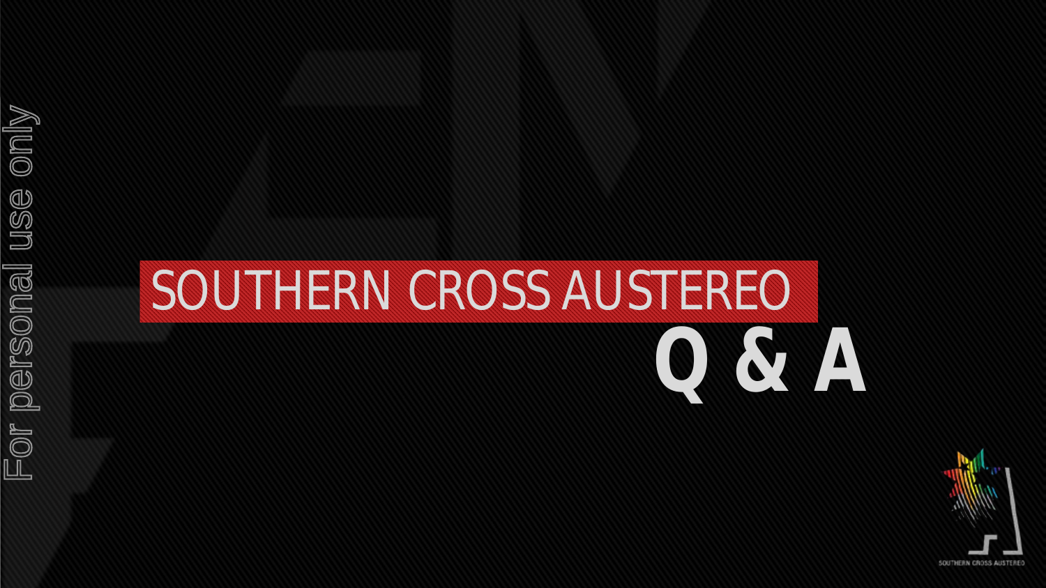# SOUTHERN CROSS AUSTEREO

# Q & A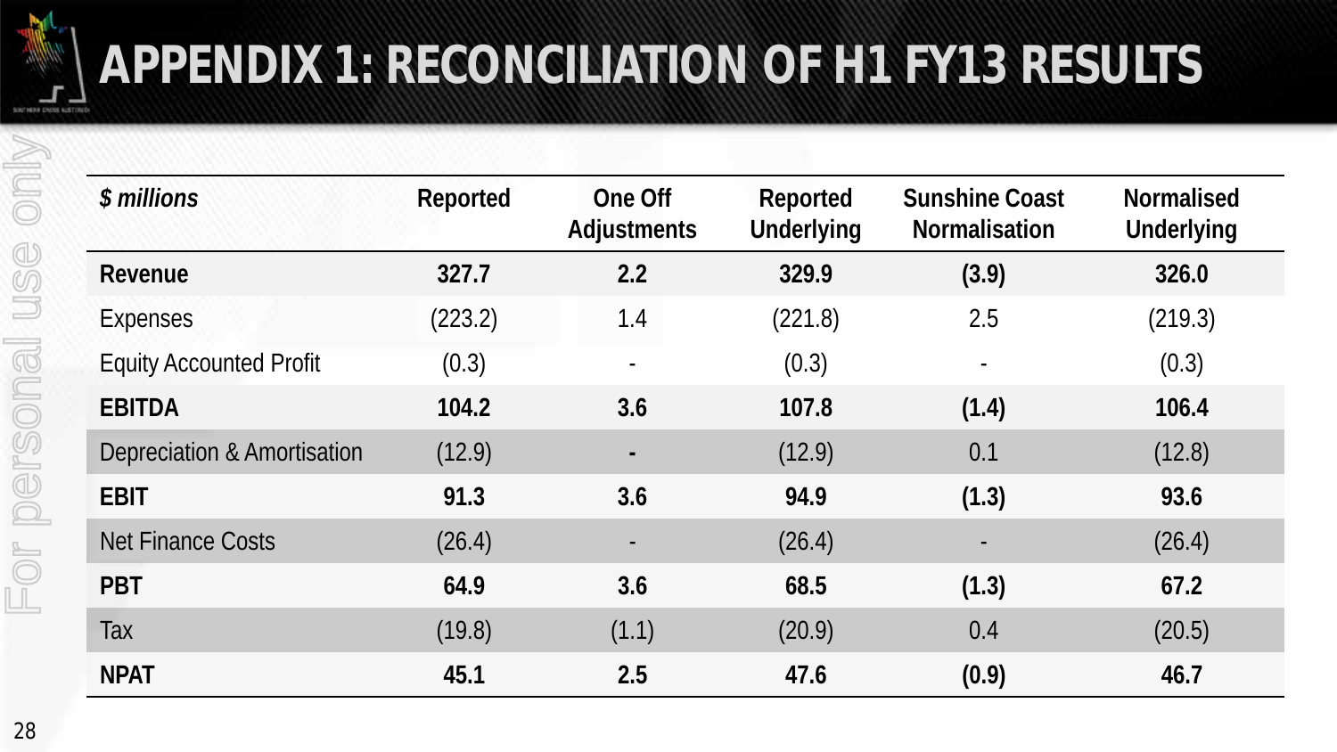# APPENDIX 1: RECONCILIATION OF H1 FY13 RESULTS

| *$ millions* | Reported | One Off Adjustments | Reported Underlying | Sunshine Coast Normalisation | Normalised Underlying |
|---|---|---|---|---|---|
| **Revenue** | **327.7** | **2.2** | **329.9** | **(3.9)** | **326.0** |
| Expenses | (223.2) | 1.4 | (221.8) | 2.5 | (219.3) |
| Equity Accounted Profit | (0.3) | - | (0.3) | - | (0.3) |
| **EBITDA** | **104.2** | **3.6** | **107.8** | **(1.4)** | **106.4** |
| Depreciation & Amortisation | (12.9) | **-** | (12.9) | 0.1 | (12.8) |
| **EBIT** | **91.3** | **3.6** | **94.9** | **(1.3)** | **93.6** |
| Net Finance Costs | (26.4) | - | (26.4) | - | (26.4) |
| **PBT** | **64.9** | **3.6** | **68.5** | **(1.3)** | **67.2** |
| Tax | (19.8) | (1.1) | (20.9) | 0.4 | (20.5) |
| **NPAT** | **45.1** | **2.5** | **47.6** | **(0.9)** | **46.7** |